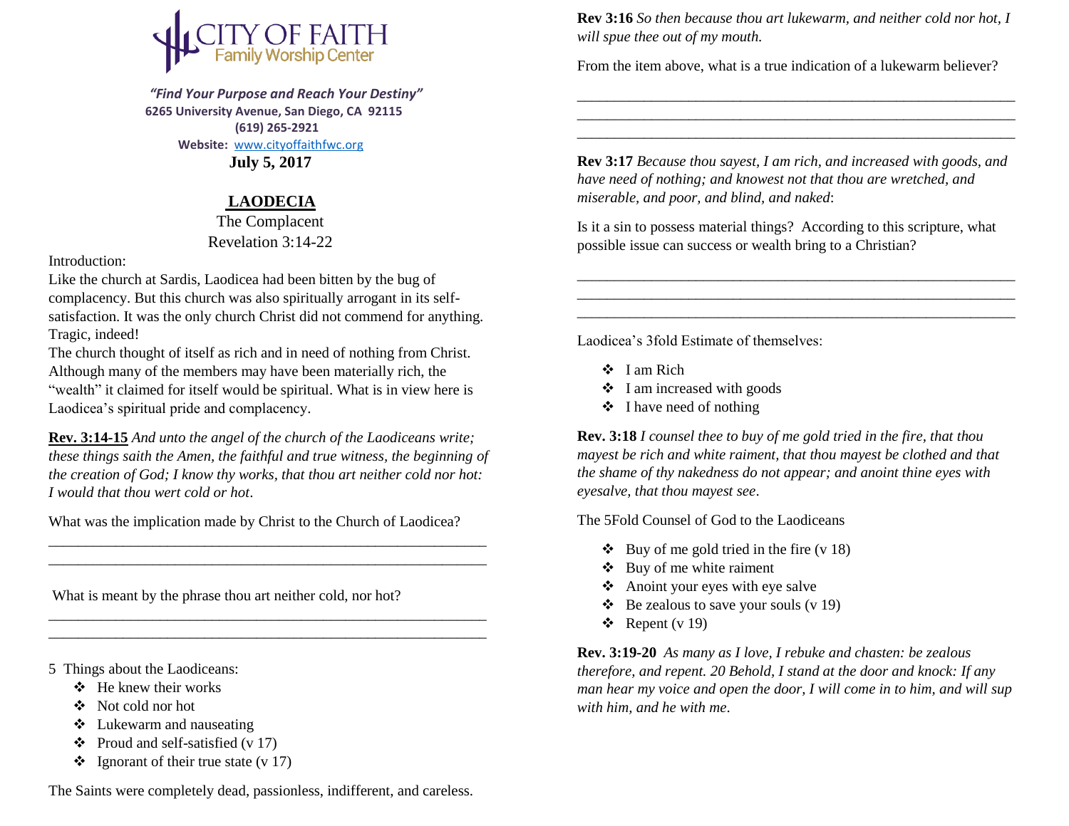CITY OF FAITH
Family Worship Center

***"Find Your Purpose and Reach Your Destiny"***
**6265 University Avenue, San Diego, CA 92115**
**(619) 265-2921**
**Website:** www.cityoffaithfwc.org
**July 5, 2017**

## LAODECIA

The Complacent
Revelation 3:14-22

Introduction:
Like the church at Sardis, Laodicea had been bitten by the bug of complacency. But this church was also spiritually arrogant in its self-satisfaction. It was the only church Christ did not commend for anything. Tragic, indeed!
The church thought of itself as rich and in need of nothing from Christ. Although many of the members may have been materially rich, the "wealth" it claimed for itself would be spiritual. What is in view here is Laodicea's spiritual pride and complacency.

**Rev. 3:14-15** *And unto the angel of the church of the Laodiceans write; these things saith the Amen, the faithful and true witness, the beginning of the creation of God; I know thy works, that thou art neither cold nor hot: I would that thou wert cold or hot*.

What was the implication made by Christ to the Church of Laodicea?

______________________________________________________________
______________________________________________________________

What is meant by the phrase thou art neither cold, nor hot?

______________________________________________________________
______________________________________________________________

5 Things about the Laodiceans:

- He knew their works
- Not cold nor hot
- Lukewarm and nauseating
- Proud and self-satisfied (v 17)
- Ignorant of their true state (v 17)

The Saints were completely dead, passionless, indifferent, and careless.

**Rev 3:16** *So then because thou art lukewarm, and neither cold nor hot, I will spue thee out of my mouth.*

From the item above, what is a true indication of a lukewarm believer?

______________________________________________________________
______________________________________________________________
______________________________________________________________

**Rev 3:17** *Because thou sayest, I am rich, and increased with goods, and have need of nothing; and knowest not that thou are wretched, and miserable, and poor, and blind, and naked*:

Is it a sin to possess material things? According to this scripture, what possible issue can success or wealth bring to a Christian?

______________________________________________________________
______________________________________________________________
______________________________________________________________

Laodicea's 3fold Estimate of themselves:

- I am Rich
- I am increased with goods
- I have need of nothing

**Rev. 3:18** *I counsel thee to buy of me gold tried in the fire, that thou mayest be rich and white raiment, that thou mayest be clothed and that the shame of thy nakedness do not appear; and anoint thine eyes with eyesalve, that thou mayest see*.

The 5Fold Counsel of God to the Laodiceans

- Buy of me gold tried in the fire (v 18)
- Buy of me white raiment
- Anoint your eyes with eye salve
- Be zealous to save your souls (v 19)
- Repent (v 19)

**Rev. 3:19-20** *As many as I love, I rebuke and chasten: be zealous therefore, and repent. 20 Behold, I stand at the door and knock: If any man hear my voice and open the door, I will come in to him, and will sup with him, and he with me*.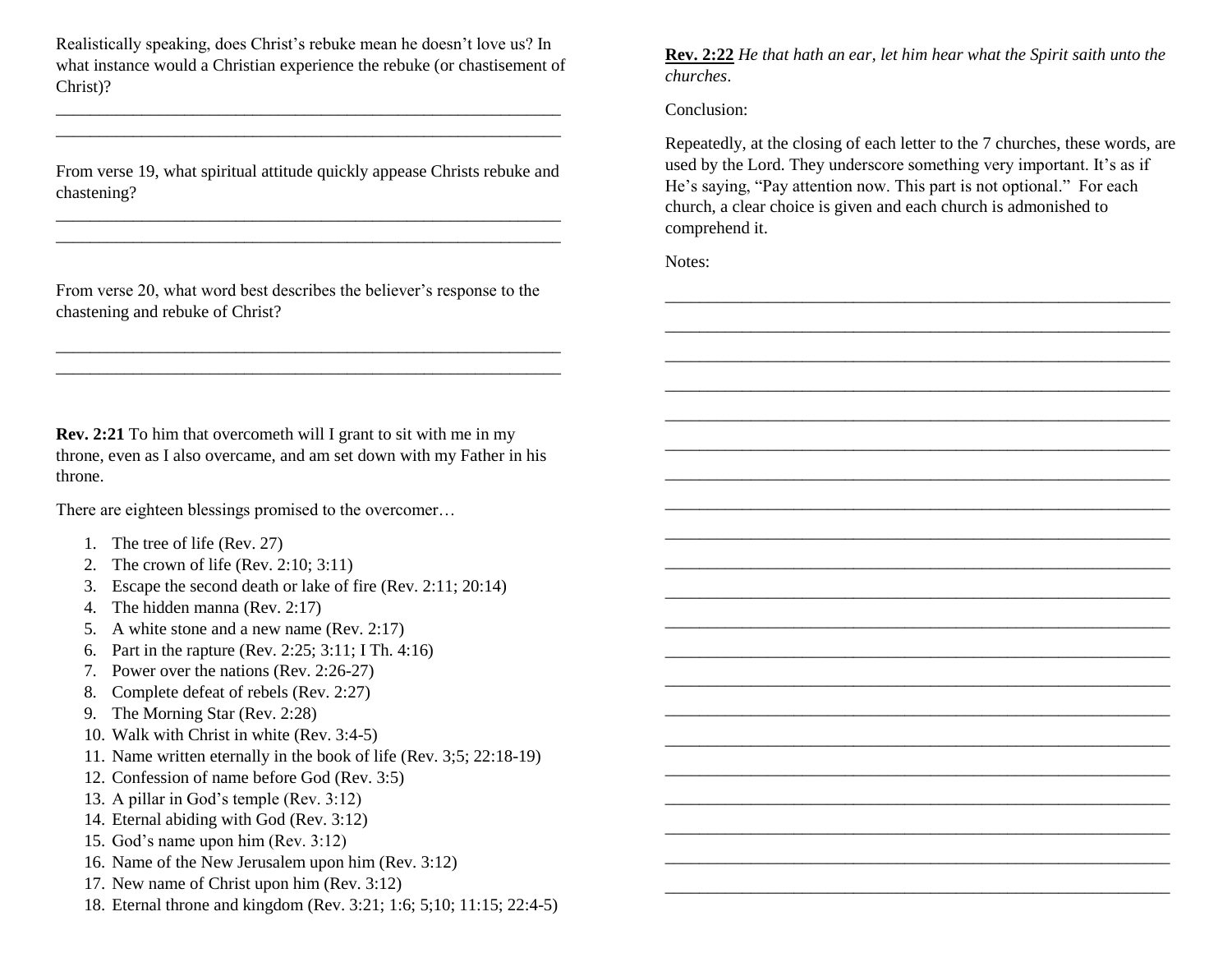Realistically speaking, does Christ's rebuke mean he doesn't love us? In what instance would a Christian experience the rebuke (or chastisement of Christ)?

_____________________________________________________________
_____________________________________________________________

From verse 19, what spiritual attitude quickly appease Christs rebuke and chastening?

_____________________________________________________________
_____________________________________________________________

From verse 20, what word best describes the believer's response to the chastening and rebuke of Christ?

_____________________________________________________________
_____________________________________________________________

**Rev. 2:21** To him that overcometh will I grant to sit with me in my throne, even as I also overcame, and am set down with my Father in his throne.

There are eighteen blessings promised to the overcomer…

1. The tree of life (Rev. 27)
2. The crown of life (Rev. 2:10; 3:11)
3. Escape the second death or lake of fire (Rev. 2:11; 20:14)
4. The hidden manna (Rev. 2:17)
5. A white stone and a new name (Rev. 2:17)
6. Part in the rapture (Rev. 2:25; 3:11; I Th. 4:16)
7. Power over the nations (Rev. 2:26-27)
8. Complete defeat of rebels (Rev. 2:27)
9. The Morning Star (Rev. 2:28)
10. Walk with Christ in white (Rev. 3:4-5)
11. Name written eternally in the book of life (Rev. 3;5; 22:18-19)
12. Confession of name before God (Rev. 3:5)
13. A pillar in God's temple (Rev. 3:12)
14. Eternal abiding with God (Rev. 3:12)
15. God's name upon him (Rev. 3:12)
16. Name of the New Jerusalem upon him (Rev. 3:12)
17. New name of Christ upon him (Rev. 3:12)
18. Eternal throne and kingdom (Rev. 3:21; 1:6; 5;10; 11:15; 22:4-5)

**Rev. 2:22** *He that hath an ear, let him hear what the Spirit saith unto the churches*.

Conclusion:

Repeatedly, at the closing of each letter to the 7 churches, these words, are used by the Lord. They underscore something very important. It's as if He's saying, "Pay attention now. This part is not optional." For each church, a clear choice is given and each church is admonished to comprehend it.

Notes:

_____________________________________________________________
_____________________________________________________________
_____________________________________________________________
_____________________________________________________________
_____________________________________________________________
_____________________________________________________________
_____________________________________________________________
_____________________________________________________________
_____________________________________________________________
_____________________________________________________________
_____________________________________________________________
_____________________________________________________________
_____________________________________________________________
_____________________________________________________________
_____________________________________________________________
_____________________________________________________________
_____________________________________________________________
_____________________________________________________________
_____________________________________________________________
_____________________________________________________________
_____________________________________________________________